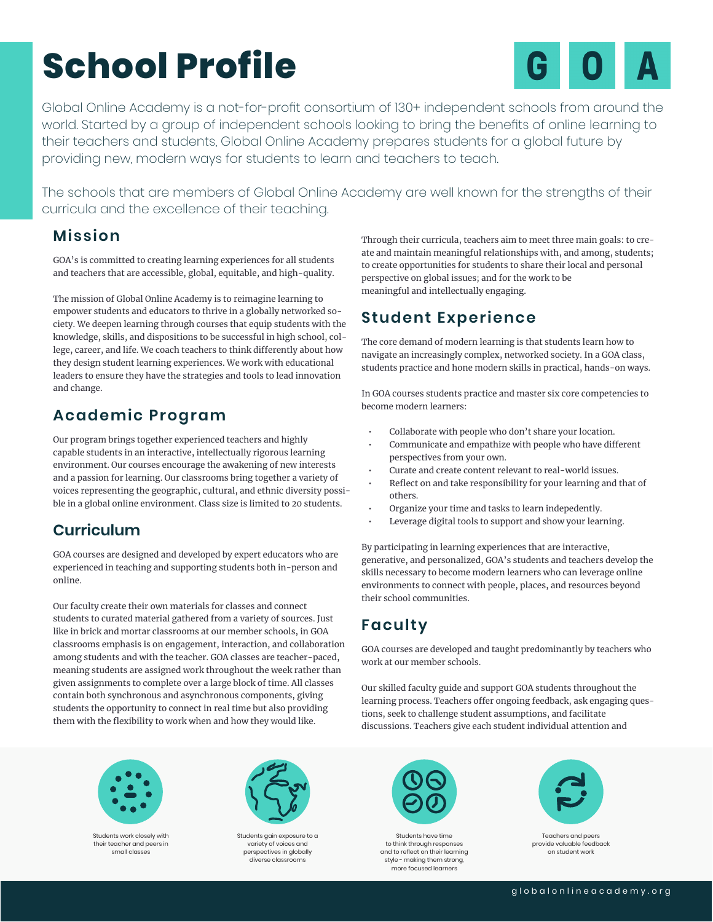# School Profile

G O A

Global Online Academy is a not-for-profit consortium of 130+ independent schools from around the world. Started by a group of independent schools looking to bring the benefits of online learning to their teachers and students, Global Online Academy prepares students for a global future by providing new, modern ways for students to learn and teachers to teach.

The schools that are members of Global Online Academy are well known for the strengths of their curricula and the excellence of their teaching.

## Mission

GOA's is committed to creating learning experiences for all students and teachers that are accessible, global, equitable, and high-quality.

The mission of Global Online Academy is to reimagine learning to empower students and educators to thrive in a globally networked society. We deepen learning through courses that equip students with the knowledge, skills, and dispositions to be successful in high school, college, career, and life. We coach teachers to think differently about how they design student learning experiences. We work with educational leaders to ensure they have the strategies and tools to lead innovation and change.

## Academic Program

Our program brings together experienced teachers and highly capable students in an interactive, intellectually rigorous learning environment. Our courses encourage the awakening of new interests and a passion for learning. Our classrooms bring together a variety of voices representing the geographic, cultural, and ethnic diversity possible in a global online environment. Class size is limited to 20 students.

## Curriculum

GOA courses are designed and developed by expert educators who are experienced in teaching and supporting students both in-person and online.

Our faculty create their own materials for classes and connect students to curated material gathered from a variety of sources. Just like in brick and mortar classrooms at our member schools, in GOA classrooms emphasis is on engagement, interaction, and collaboration among students and with the teacher. GOA classes are teacher-paced, meaning students are assigned work throughout the week rather than given assignments to complete over a large block of time. All classes contain both synchronous and asynchronous components, giving students the opportunity to connect in real time but also providing them with the flexibility to work when and how they would like.

Through their curricula, teachers aim to meet three main goals: to create and maintain meaningful relationships with, and among, students; to create opportunities for students to share their local and personal perspective on global issues; and for the work to be meaningful and intellectually engaging.

## Student Experience

The core demand of modern learning is that students learn how to navigate an increasingly complex, networked society. In a GOA class, students practice and hone modern skills in practical, hands-on ways.

In GOA courses students practice and master six core competencies to become modern learners:

- Collaborate with people who don't share your location.
- Communicate and empathize with people who have different perspectives from your own.
- Curate and create content relevant to real-world issues.
- Reflect on and take responsibility for your learning and that of others.
- Organize your time and tasks to learn indepedently.
- Leverage digital tools to support and show your learning.

By participating in learning experiences that are interactive, generative, and personalized, GOA's students and teachers develop the skills necessary to become modern learners who can leverage online environments to connect with people, places, and resources beyond their school communities.

## Faculty

GOA courses are developed and taught predominantly by teachers who work at our member schools.

Our skilled faculty guide and support GOA students throughout the learning process. Teachers offer ongoing feedback, ask engaging questions, seek to challenge student assumptions, and facilitate discussions. Teachers give each student individual attention and

Students work closely with their teacher and peers in small classes

Students gain exposure to a variety of voices and perspectives in globally diverse classrooms

Students have time to think through responses and to reflect on their learning style - making them strong, more focused learners

Teachers and peers provide valuable feedback on student work

globalonlineacademy.org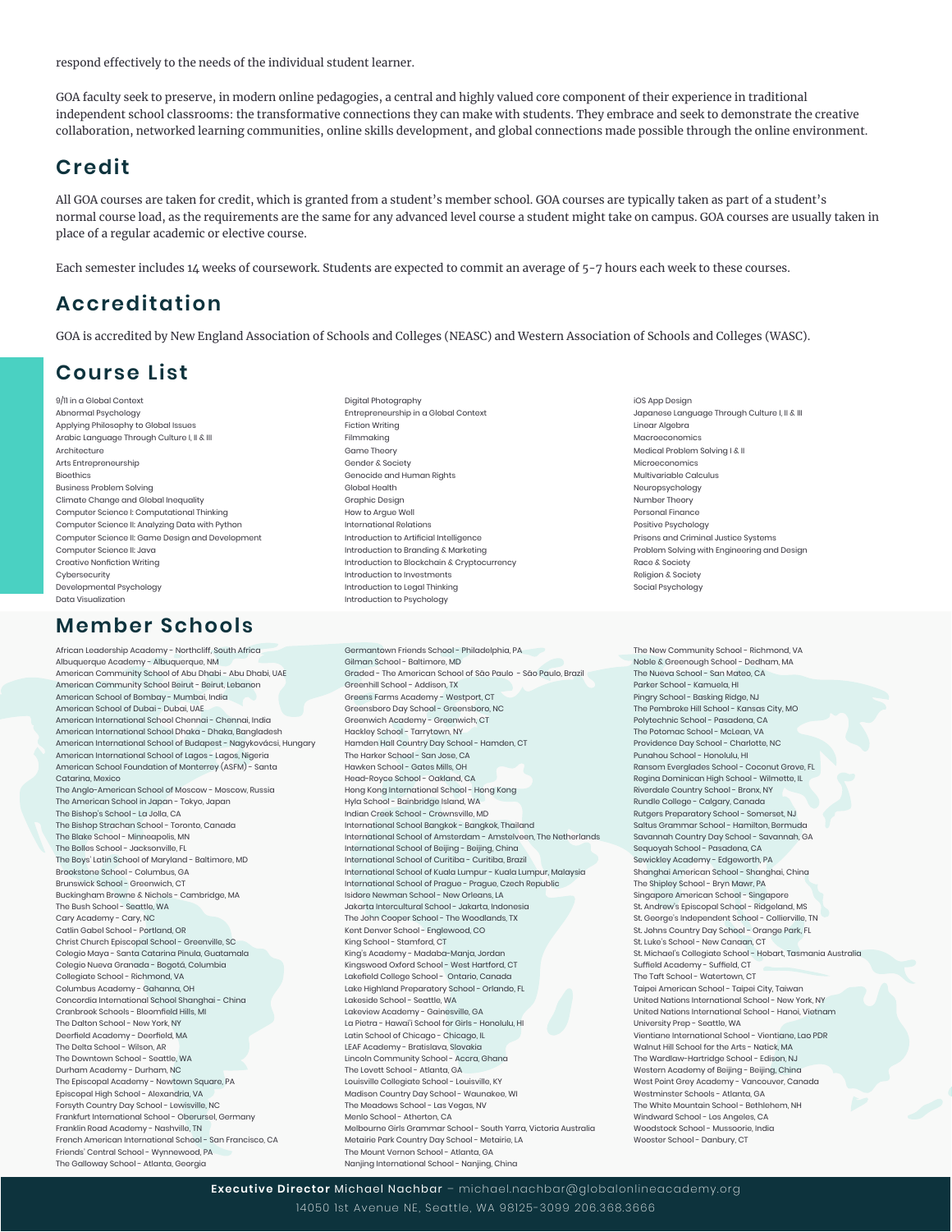respond effectively to the needs of the individual student learner.

GOA faculty seek to preserve, in modern online pedagogies, a central and highly valued core component of their experience in traditional independent school classrooms: the transformative connections they can make with students. They embrace and seek to demonstrate the creative collaboration, networked learning communities, online skills development, and global connections made possible through the online environment.

## Credit

All GOA courses are taken for credit, which is granted from a student's member school. GOA courses are typically taken as part of a student's normal course load, as the requirements are the same for any advanced level course a student might take on campus. GOA courses are usually taken in place of a regular academic or elective course.

Each semester includes 14 weeks of coursework. Students are expected to commit an average of 5-7 hours each week to these courses.

## Accreditation

GOA is accredited by New England Association of Schools and Colleges (NEASC) and Western Association of Schools and Colleges (WASC).

## Course List

9/11 in a Global Context
Abnormal Psychology
Applying Philosophy to Global Issues
Arabic Language Through Culture I, II & III
Architecture
Arts Entrepreneurship
Bioethics
Business Problem Solving
Climate Change and Global Inequality
Computer Science I: Computational Thinking
Computer Science II: Analyzing Data with Python
Computer Science II: Game Design and Development
Computer Science II: Java
Creative Nonfiction Writing
Cybersecurity
Developmental Psychology
Data Visualization
Digital Photography
Entrepreneurship in a Global Context
Fiction Writing
Filmmaking
Game Theory
Gender & Society
Genocide and Human Rights
Global Health
Graphic Design
How to Argue Well
International Relations
Introduction to Artificial Intelligence
Introduction to Branding & Marketing
Introduction to Blockchain & Cryptocurrency
Introduction to Investments
Introduction to Legal Thinking
Introduction to Psychology
iOS App Design
Japanese Language Through Culture I, II & III
Linear Algebra
Macroeconomics
Medical Problem Solving I & II
Microeconomics
Multivariable Calculus
Neuropsychology
Number Theory
Personal Finance
Positive Psychology
Prisons and Criminal Justice Systems
Problem Solving with Engineering and Design
Race & Society
Religion & Society
Social Psychology

## Member Schools

African Leadership Academy - Northcliff, South Africa
Albuquerque Academy - Albuquerque, NM
American Community School of Abu Dhabi - Abu Dhabi, UAE
American Community School Beirut - Beirut, Lebanon
American School of Bombay - Mumbai, India
American School of Dubai - Dubai, UAE
American International School Chennai - Chennai, India
American International School Dhaka - Dhaka, Bangladesh
American International School of Budapest - Nagykovácsi, Hungary
American International School of Lagos - Lagos, Nigeria
American School Foundation of Monterrey (ASFM) - Santa Catarina, Mexico
The Anglo-American School of Moscow - Moscow, Russia
The American School in Japan - Tokyo, Japan
The Bishop's School - La Jolla, CA
The Bishop Strachan School - Toronto, Canada
The Blake School - Minneapolis, MN
The Bolles School - Jacksonville, FL
The Boys' Latin School of Maryland - Baltimore, MD
Brookstone School - Columbus, GA
Brunswick School - Greenwich, CT
Buckingham Browne & Nichols - Cambridge, MA
The Bush School - Seattle, WA
Cary Academy - Cary, NC
Catlin Gabel School - Portland, OR
Christ Church Episcopal School - Greenville, SC
Colegio Maya - Santa Catarina Pinula, Guatamala
Colegio Nueva Granada - Bogotá, Columbia
Collegiate School - Richmond, VA
Columbus Academy - Gahanna, OH
Concordia International School Shanghai - China
Cranbrook Schools - Bloomfield Hills, MI
The Dalton School - New York, NY
Deerfield Academy - Deerfield, MA
The Delta School - Wilson, AR
The Downtown School - Seattle, WA
Durham Academy - Durham, NC
The Episcopal Academy - Newtown Square, PA
Episcopal High School - Alexandria, VA
Forsyth Country Day School - Lewisville, NC
Frankfurt International School - Oberursel, Germany
Franklin Road Academy - Nashville, TN
French American International School - San Francisco, CA
Friends' Central School - Wynnewood, PA
The Galloway School - Atlanta, Georgia
Germantown Friends School - Philadelphia, PA
Gilman School - Baltimore, MD
Graded - The American School of São Paulo - São Paulo, Brazil
Greenhill School - Addison, TX
Greens Farms Academy - Westport, CT
Greensboro Day School - Greensboro, NC
Greenwich Academy - Greenwich, CT
Hackley School - Tarrytown, NY
Hamden Hall Country Day School - Hamden, CT
The Harker School - San Jose, CA
Hawken School - Gates Mills, OH
Head-Royce School - Oakland, CA
Hong Kong International School - Hong Kong
Hyla School - Bainbridge Island, WA
Indian Creek School - Crownsville, MD
International School Bangkok - Bangkok, Thailand
International School of Amsterdam - Amstelveen, The Netherlands
International School of Beijing - Beijing, China
International School of Curitiba - Curitiba, Brazil
International School of Kuala Lumpur - Kuala Lumpur, Malaysia
International School of Prague - Prague, Czech Republic
Isidore Newman School - New Orleans, LA
Jakarta Intercultural School - Jakarta, Indonesia
The John Cooper School - The Woodlands, TX
Kent Denver School - Englewood, CO
King School - Stamford, CT
King's Academy - Madaba-Manja, Jordan
Kingswood Oxford School - West Hartford, CT
Lakefield College School - Ontario, Canada
Lake Highland Preparatory School - Orlando, FL
Lakeside School - Seattle, WA
Lakeview Academy - Gainesville, GA
La Pietra - Hawai'i School for Girls - Honolulu, HI
Latin School of Chicago - Chicago, IL
LEAF Academy - Bratislava, Slovakia
Lincoln Community School - Accra, Ghana
The Lovett School - Atlanta, GA
Louisville Collegiate School - Louisville, KY
Madison Country Day School - Waunakee, WI
The Meadows School - Las Vegas, NV
Menlo School - Atherton, CA
Melbourne Girls Grammar School - South Yarra, Victoria Australia
Metairie Park Country Day School - Metairie, LA
The Mount Vernon School - Atlanta, GA
Nanjing International School - Nanjing, China
The New Community School - Richmond, VA
Noble & Greenough School - Dedham, MA
The Nueva School - San Mateo, CA
Parker School - Kamuela, HI
Pingry School - Basking Ridge, NJ
The Pembroke Hill School - Kansas City, MO
Polytechnic School - Pasadena, CA
The Potomac School - McLean, VA
Providence Day School - Charlotte, NC
Punahou School - Honolulu, HI
Ransom Everglades School - Coconut Grove, FL
Regina Dominican High School - Wilmette, IL
Riverdale Country School - Bronx, NY
Rundle College - Calgary, Canada
Rutgers Preparatory School - Somerset, NJ
Saltus Grammar School - Hamilton, Bermuda
Savannah Country Day School - Savannah, GA
Sequoyah School - Pasadena, CA
Sewickley Academy - Edgeworth, PA
Shanghai American School - Shanghai, China
The Shipley School - Bryn Mawr, PA
Singapore American School - Singapore
St. Andrew's Episcopal School - Ridgeland, MS
St. George's Independent School - Collierville, TN
St. Johns Country Day School - Orange Park, FL
St. Luke's School - New Canaan, CT
St. Michael's Collegiate School - Hobart, Tasmania Australia
Suffield Academy - Suffield, CT
The Taft School - Watertown, CT
Taipei American School - Taipei City, Taiwan
United Nations International School - New York, NY
United Nations International School - Hanoi, Vietnam
University Prep - Seattle, WA
Vientiane International School - Vientiane, Lao PDR
Walnut Hill School for the Arts - Natick, MA
The Wardlaw-Hartridge School - Edison, NJ
Western Academy of Beijing - Beijing, China
West Point Grey Academy - Vancouver, Canada
Westminster Schools - Atlanta, GA
The White Mountain School - Bethlehem, NH
Windward School - Los Angeles, CA
Woodstock School - Mussoorie, India
Wooster School - Danbury, CT

**Executive Director** Michael Nachbar – michael.nachbar@globalonlineacademy.org
14050 1st Avenue NE, Seattle, WA 98125-3099 206.368.3666